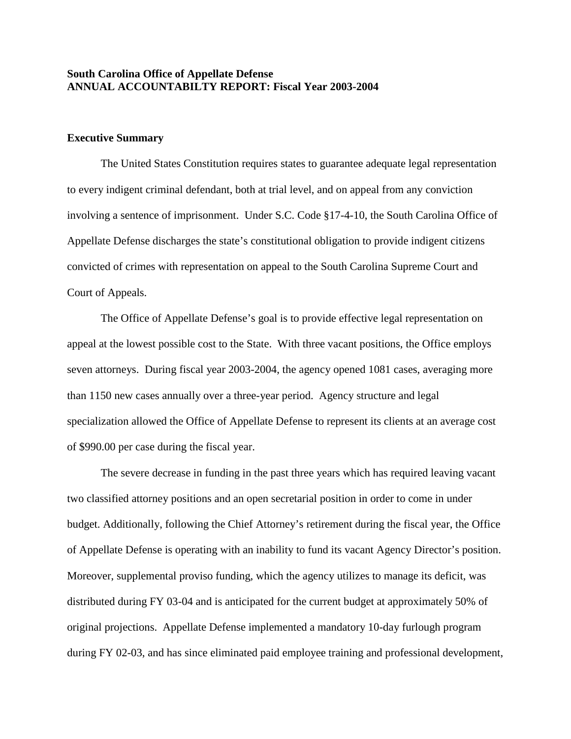**South Carolina Office of Appellate Defense**
**ANNUAL ACCOUNTABILTY REPORT: Fiscal Year 2003-2004**

**Executive Summary**

The United States Constitution requires states to guarantee adequate legal representation to every indigent criminal defendant, both at trial level, and on appeal from any conviction involving a sentence of imprisonment. Under S.C. Code §17-4-10, the South Carolina Office of Appellate Defense discharges the state's constitutional obligation to provide indigent citizens convicted of crimes with representation on appeal to the South Carolina Supreme Court and Court of Appeals.

The Office of Appellate Defense's goal is to provide effective legal representation on appeal at the lowest possible cost to the State. With three vacant positions, the Office employs seven attorneys. During fiscal year 2003-2004, the agency opened 1081 cases, averaging more than 1150 new cases annually over a three-year period. Agency structure and legal specialization allowed the Office of Appellate Defense to represent its clients at an average cost of $990.00 per case during the fiscal year.

The severe decrease in funding in the past three years which has required leaving vacant two classified attorney positions and an open secretarial position in order to come in under budget. Additionally, following the Chief Attorney's retirement during the fiscal year, the Office of Appellate Defense is operating with an inability to fund its vacant Agency Director's position. Moreover, supplemental proviso funding, which the agency utilizes to manage its deficit, was distributed during FY 03-04 and is anticipated for the current budget at approximately 50% of original projections. Appellate Defense implemented a mandatory 10-day furlough program during FY 02-03, and has since eliminated paid employee training and professional development,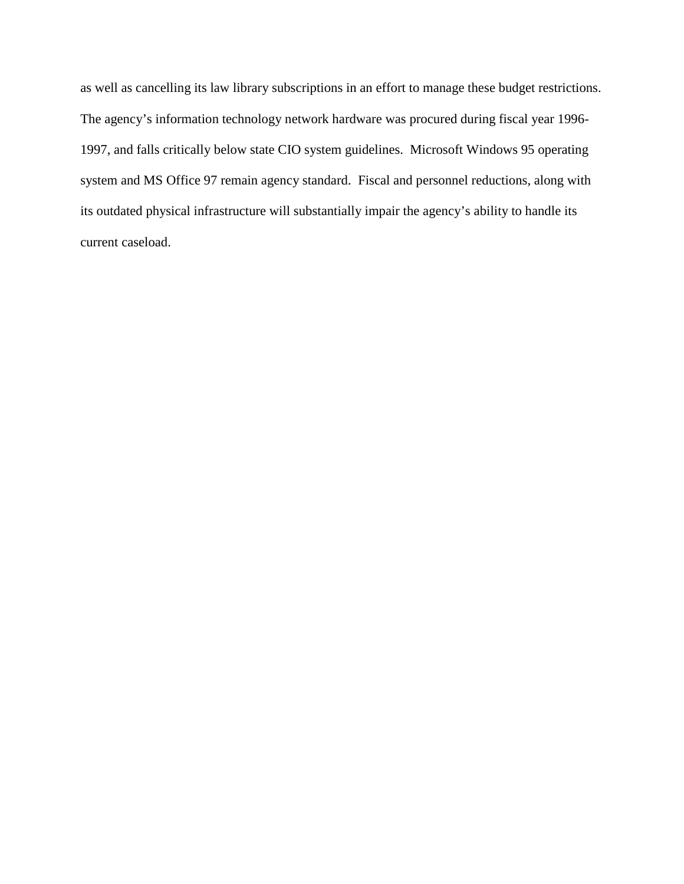as well as cancelling its law library subscriptions in an effort to manage these budget restrictions. The agency's information technology network hardware was procured during fiscal year 1996-1997, and falls critically below state CIO system guidelines. Microsoft Windows 95 operating system and MS Office 97 remain agency standard. Fiscal and personnel reductions, along with its outdated physical infrastructure will substantially impair the agency's ability to handle its current caseload.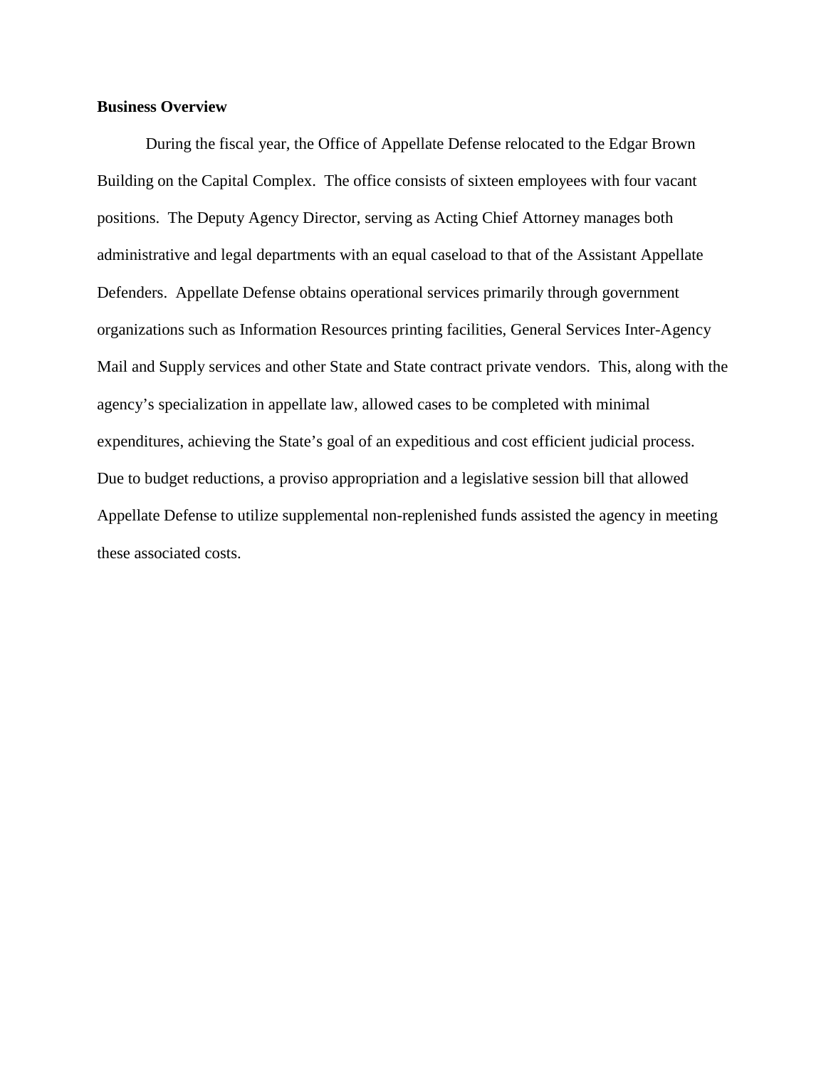**Business Overview**

During the fiscal year, the Office of Appellate Defense relocated to the Edgar Brown Building on the Capital Complex. The office consists of sixteen employees with four vacant positions. The Deputy Agency Director, serving as Acting Chief Attorney manages both administrative and legal departments with an equal caseload to that of the Assistant Appellate Defenders. Appellate Defense obtains operational services primarily through government organizations such as Information Resources printing facilities, General Services Inter-Agency Mail and Supply services and other State and State contract private vendors. This, along with the agency's specialization in appellate law, allowed cases to be completed with minimal expenditures, achieving the State's goal of an expeditious and cost efficient judicial process. Due to budget reductions, a proviso appropriation and a legislative session bill that allowed Appellate Defense to utilize supplemental non-replenished funds assisted the agency in meeting these associated costs.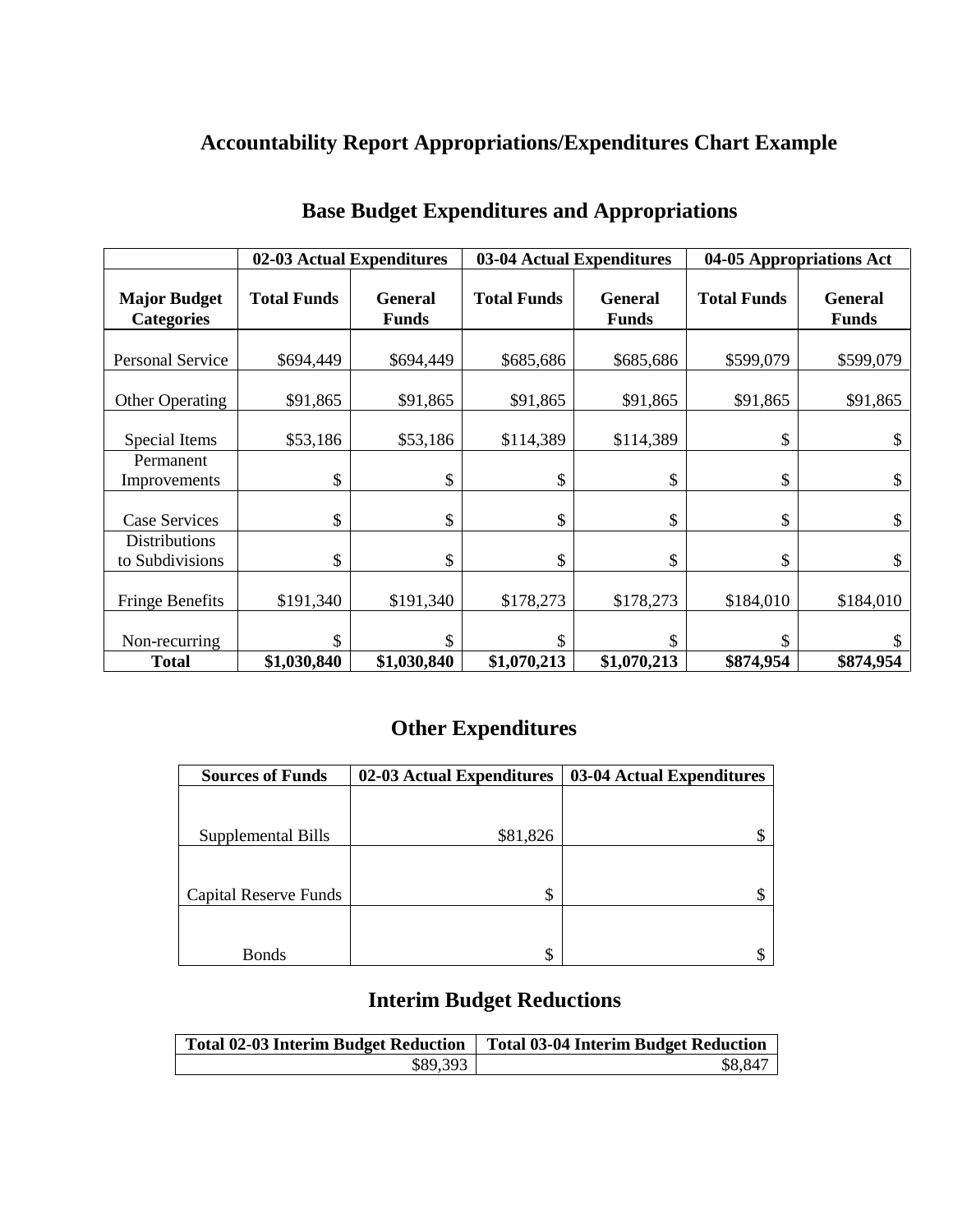# Accountability Report Appropriations/Expenditures Chart Example

## Base Budget Expenditures and Appropriations

| | 02-03 Actual Expenditures | | 03-04 Actual Expenditures | | 04-05 Appropriations Act | |
|---|---|---|---|---|---|---|
| **Major Budget Categories** | **Total Funds** | **General Funds** | **Total Funds** | **General Funds** | **Total Funds** | **General Funds** |
| Personal Service | $694,449 | $694,449 | $685,686 | $685,686 | $599,079 | $599,079 |
| Other Operating | $91,865 | $91,865 | $91,865 | $91,865 | $91,865 | $91,865 |
| Special Items | $53,186 | $53,186 | $114,389 | $114,389 | $ | $ |
| Permanent Improvements | $ | $ | $ | $ | $ | $ |
| Case Services | $ | $ | $ | $ | $ | $ |
| Distributions to Subdivisions | $ | $ | $ | $ | $ | $ |
| Fringe Benefits | $191,340 | $191,340 | $178,273 | $178,273 | $184,010 | $184,010 |
| Non-recurring | $ | $ | $ | $ | $ | $ |
| **Total** | **$1,030,840** | **$1,030,840** | **$1,070,213** | **$1,070,213** | **$874,954** | **$874,954** |

## Other Expenditures

| Sources of Funds | 02-03 Actual Expenditures | 03-04 Actual Expenditures |
|---|---|---|
| Supplemental Bills | $81,826 | $ |
| Capital Reserve Funds | $ | $ |
| Bonds | $ | $ |

## Interim Budget Reductions

| Total 02-03 Interim Budget Reduction | Total 03-04 Interim Budget Reduction |
|---|---|
| $89,393 | $8,847 |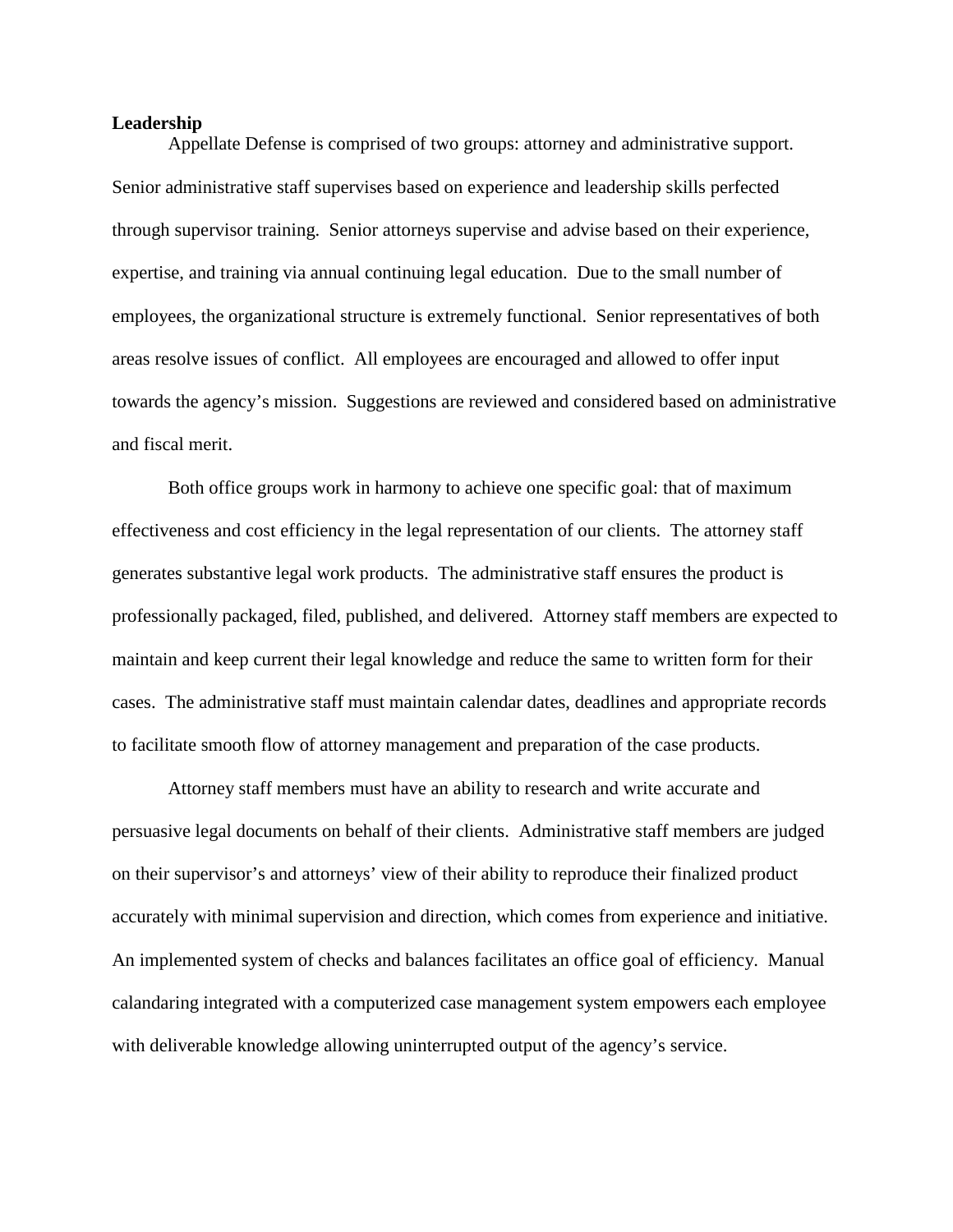**Leadership**

Appellate Defense is comprised of two groups: attorney and administrative support. Senior administrative staff supervises based on experience and leadership skills perfected through supervisor training. Senior attorneys supervise and advise based on their experience, expertise, and training via annual continuing legal education. Due to the small number of employees, the organizational structure is extremely functional. Senior representatives of both areas resolve issues of conflict. All employees are encouraged and allowed to offer input towards the agency's mission. Suggestions are reviewed and considered based on administrative and fiscal merit.

Both office groups work in harmony to achieve one specific goal: that of maximum effectiveness and cost efficiency in the legal representation of our clients. The attorney staff generates substantive legal work products. The administrative staff ensures the product is professionally packaged, filed, published, and delivered. Attorney staff members are expected to maintain and keep current their legal knowledge and reduce the same to written form for their cases. The administrative staff must maintain calendar dates, deadlines and appropriate records to facilitate smooth flow of attorney management and preparation of the case products.

Attorney staff members must have an ability to research and write accurate and persuasive legal documents on behalf of their clients. Administrative staff members are judged on their supervisor's and attorneys' view of their ability to reproduce their finalized product accurately with minimal supervision and direction, which comes from experience and initiative. An implemented system of checks and balances facilitates an office goal of efficiency. Manual calandaring integrated with a computerized case management system empowers each employee with deliverable knowledge allowing uninterrupted output of the agency's service.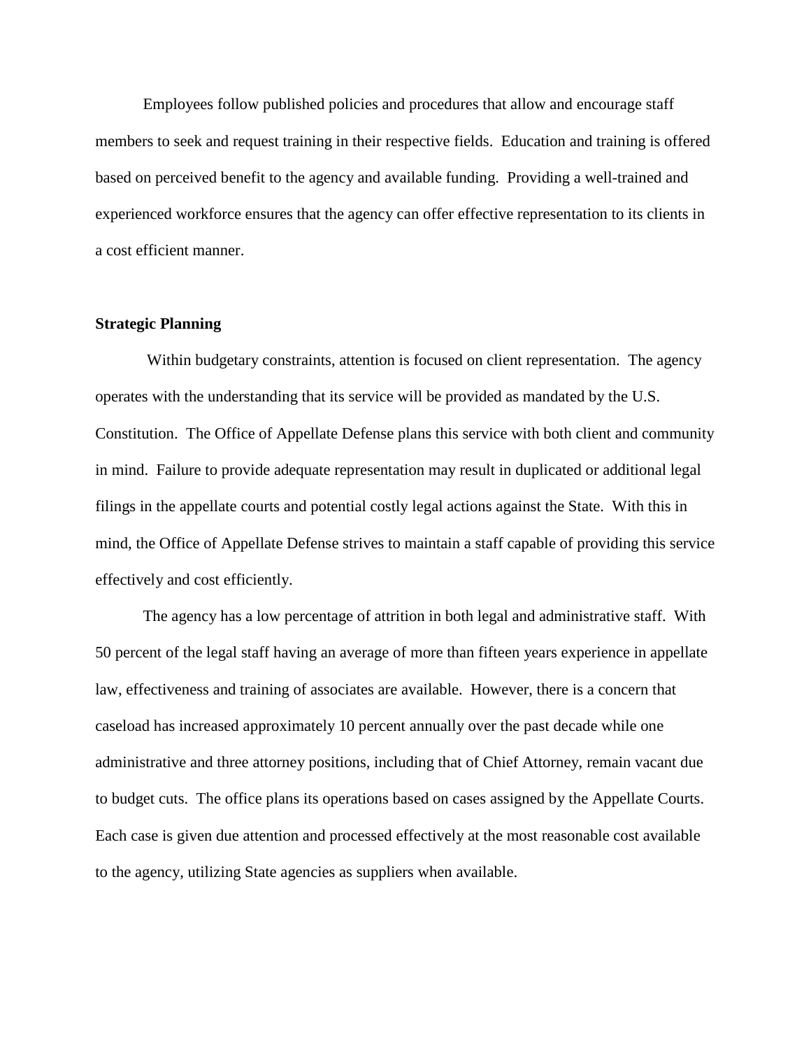Employees follow published policies and procedures that allow and encourage staff members to seek and request training in their respective fields. Education and training is offered based on perceived benefit to the agency and available funding. Providing a well-trained and experienced workforce ensures that the agency can offer effective representation to its clients in a cost efficient manner.

**Strategic Planning**

Within budgetary constraints, attention is focused on client representation. The agency operates with the understanding that its service will be provided as mandated by the U.S. Constitution. The Office of Appellate Defense plans this service with both client and community in mind. Failure to provide adequate representation may result in duplicated or additional legal filings in the appellate courts and potential costly legal actions against the State. With this in mind, the Office of Appellate Defense strives to maintain a staff capable of providing this service effectively and cost efficiently.

The agency has a low percentage of attrition in both legal and administrative staff. With 50 percent of the legal staff having an average of more than fifteen years experience in appellate law, effectiveness and training of associates are available. However, there is a concern that caseload has increased approximately 10 percent annually over the past decade while one administrative and three attorney positions, including that of Chief Attorney, remain vacant due to budget cuts. The office plans its operations based on cases assigned by the Appellate Courts. Each case is given due attention and processed effectively at the most reasonable cost available to the agency, utilizing State agencies as suppliers when available.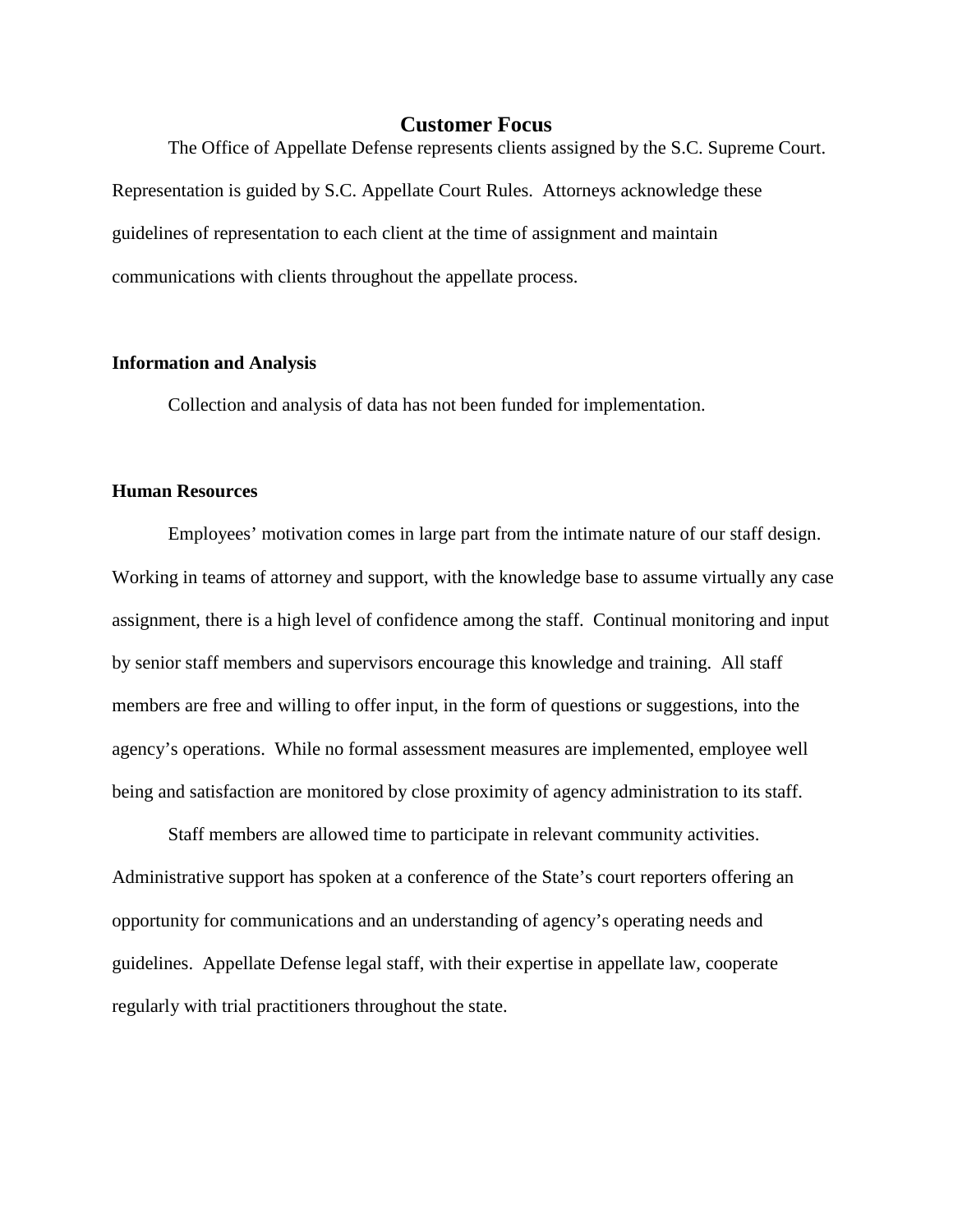## Customer Focus

The Office of Appellate Defense represents clients assigned by the S.C. Supreme Court. Representation is guided by S.C. Appellate Court Rules. Attorneys acknowledge these guidelines of representation to each client at the time of assignment and maintain communications with clients throughout the appellate process.

**Information and Analysis**

Collection and analysis of data has not been funded for implementation.

**Human Resources**

Employees' motivation comes in large part from the intimate nature of our staff design. Working in teams of attorney and support, with the knowledge base to assume virtually any case assignment, there is a high level of confidence among the staff. Continual monitoring and input by senior staff members and supervisors encourage this knowledge and training. All staff members are free and willing to offer input, in the form of questions or suggestions, into the agency's operations. While no formal assessment measures are implemented, employee well being and satisfaction are monitored by close proximity of agency administration to its staff.

Staff members are allowed time to participate in relevant community activities. Administrative support has spoken at a conference of the State's court reporters offering an opportunity for communications and an understanding of agency's operating needs and guidelines. Appellate Defense legal staff, with their expertise in appellate law, cooperate regularly with trial practitioners throughout the state.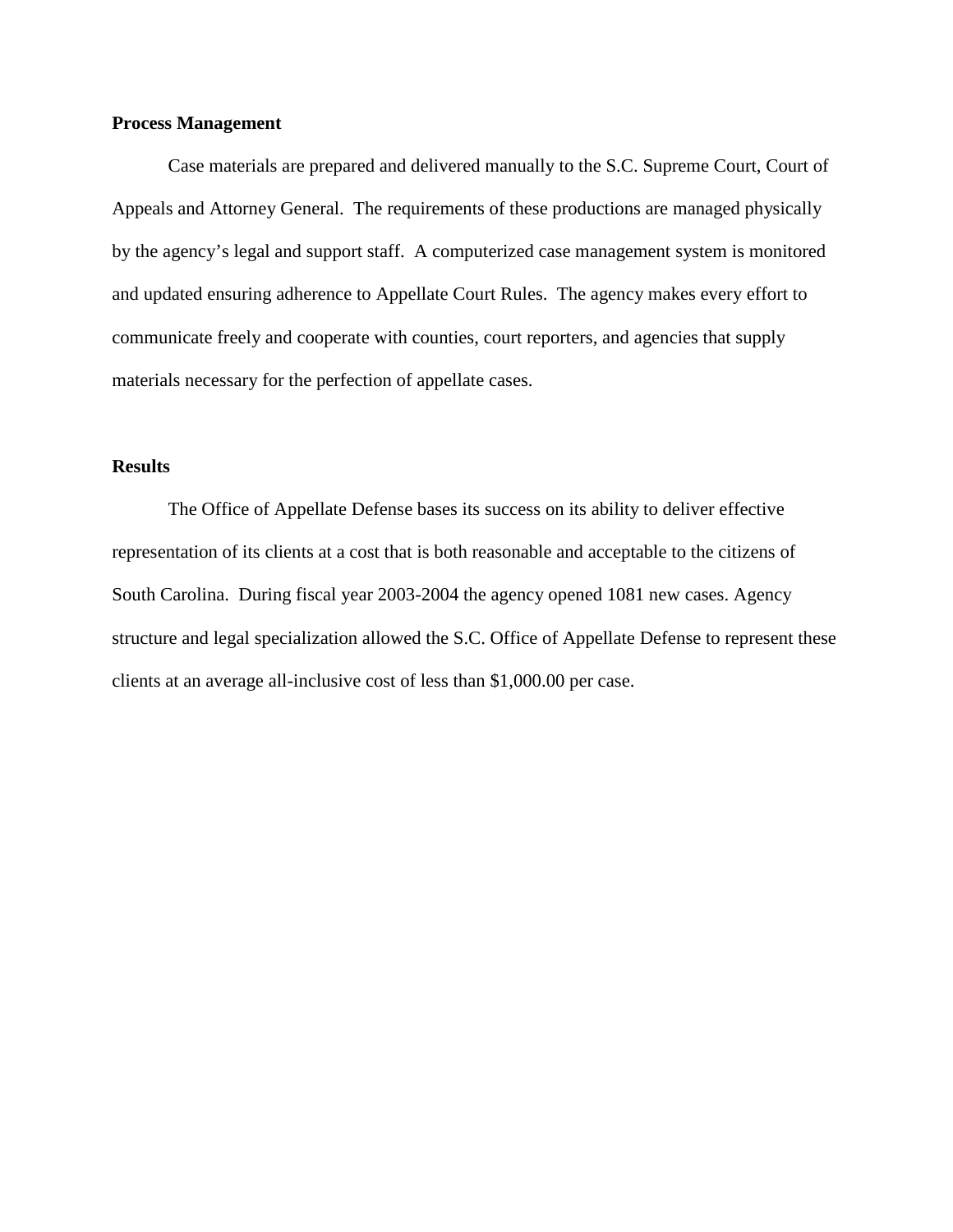**Process Management**

Case materials are prepared and delivered manually to the S.C. Supreme Court, Court of Appeals and Attorney General. The requirements of these productions are managed physically by the agency's legal and support staff. A computerized case management system is monitored and updated ensuring adherence to Appellate Court Rules. The agency makes every effort to communicate freely and cooperate with counties, court reporters, and agencies that supply materials necessary for the perfection of appellate cases.

**Results**

The Office of Appellate Defense bases its success on its ability to deliver effective representation of its clients at a cost that is both reasonable and acceptable to the citizens of South Carolina. During fiscal year 2003-2004 the agency opened 1081 new cases. Agency structure and legal specialization allowed the S.C. Office of Appellate Defense to represent these clients at an average all-inclusive cost of less than $1,000.00 per case.